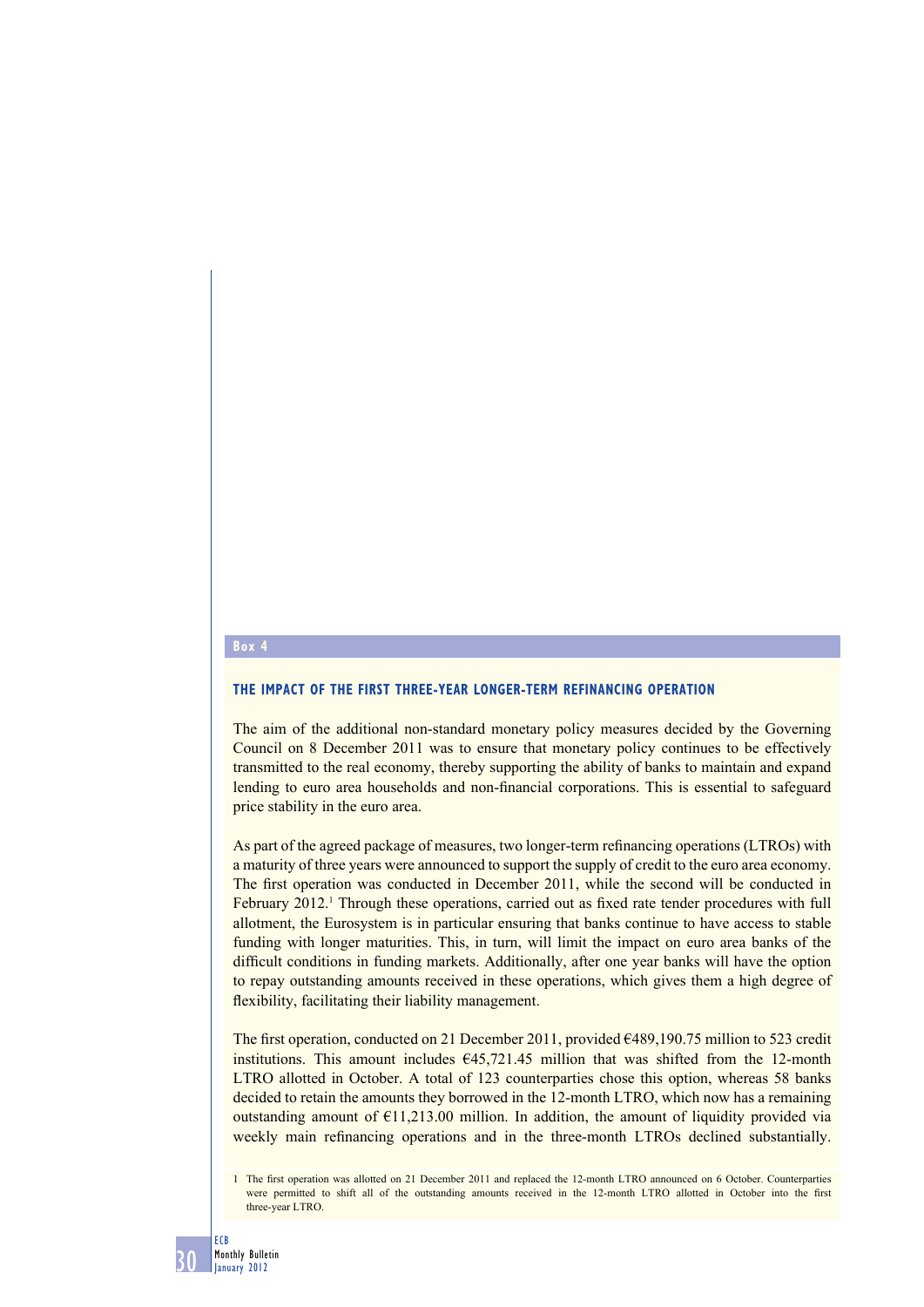**Box 4**

## THE IMPACT OF THE FIRST THREE-YEAR LONGER-TERM REFINANCING OPERATION

The aim of the additional non-standard monetary policy measures decided by the Governing Council on 8 December 2011 was to ensure that monetary policy continues to be effectively transmitted to the real economy, thereby supporting the ability of banks to maintain and expand lending to euro area households and non-financial corporations. This is essential to safeguard price stability in the euro area.

As part of the agreed package of measures, two longer-term refinancing operations (LTROs) with a maturity of three years were announced to support the supply of credit to the euro area economy. The first operation was conducted in December 2011, while the second will be conducted in February 2012.[1] Through these operations, carried out as fixed rate tender procedures with full allotment, the Eurosystem is in particular ensuring that banks continue to have access to stable funding with longer maturities. This, in turn, will limit the impact on euro area banks of the difficult conditions in funding markets. Additionally, after one year banks will have the option to repay outstanding amounts received in these operations, which gives them a high degree of flexibility, facilitating their liability management.

The first operation, conducted on 21 December 2011, provided €489,190.75 million to 523 credit institutions. This amount includes €45,721.45 million that was shifted from the 12-month LTRO allotted in October. A total of 123 counterparties chose this option, whereas 58 banks decided to retain the amounts they borrowed in the 12-month LTRO, which now has a remaining outstanding amount of €11,213.00 million. In addition, the amount of liquidity provided via weekly main refinancing operations and in the three-month LTROs declined substantially.

1 The first operation was allotted on 21 December 2011 and replaced the 12-month LTRO announced on 6 October. Counterparties were permitted to shift all of the outstanding amounts received in the 12-month LTRO allotted in October into the first three-year LTRO.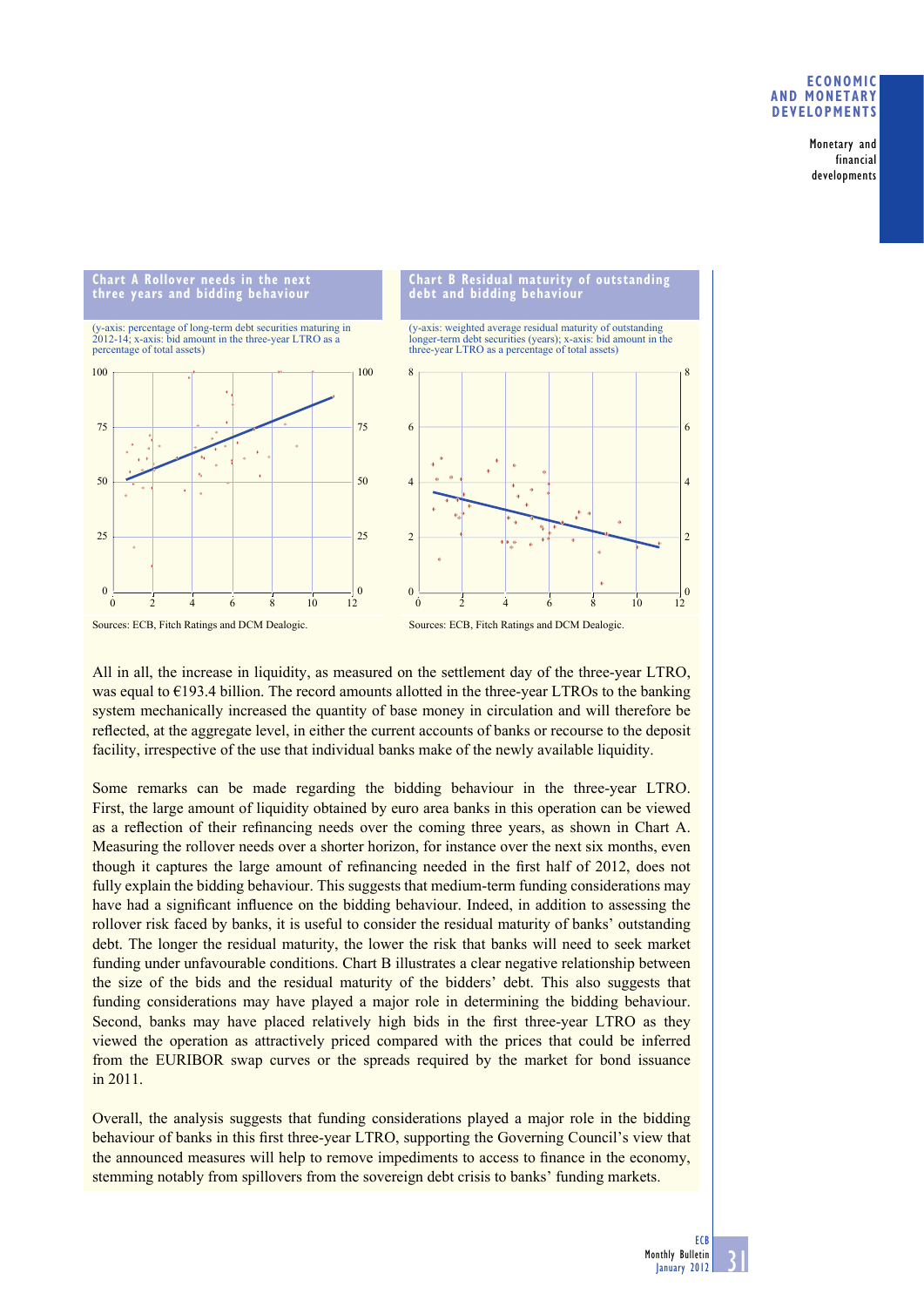**Chart A Rollover needs in the next three years and bidding behaviour**

(y-axis: percentage of long-term debt securities maturing in 2012-14; x-axis: bid amount in the three-year LTRO as a percentage of total assets)

100
75
50
25
0
0 2 4 6 8 10 12

Sources: ECB, Fitch Ratings and DCM Dealogic.

**Chart B Residual maturity of outstanding debt and bidding behaviour**

(y-axis: weighted average residual maturity of outstanding longer-term debt securities (years); x-axis: bid amount in the three-year LTRO as a percentage of total assets)

8
6
4
2
0
0 2 4 6 8 10 12

Sources: ECB, Fitch Ratings and DCM Dealogic.

All in all, the increase in liquidity, as measured on the settlement day of the three-year LTRO, was equal to €193.4 billion. The record amounts allotted in the three-year LTROs to the banking system mechanically increased the quantity of base money in circulation and will therefore be reflected, at the aggregate level, in either the current accounts of banks or recourse to the deposit facility, irrespective of the use that individual banks make of the newly available liquidity.

Some remarks can be made regarding the bidding behaviour in the three-year LTRO. First, the large amount of liquidity obtained by euro area banks in this operation can be viewed as a reflection of their refinancing needs over the coming three years, as shown in Chart A. Measuring the rollover needs over a shorter horizon, for instance over the next six months, even though it captures the large amount of refinancing needed in the first half of 2012, does not fully explain the bidding behaviour. This suggests that medium-term funding considerations may have had a significant influence on the bidding behaviour. Indeed, in addition to assessing the rollover risk faced by banks, it is useful to consider the residual maturity of banks' outstanding debt. The longer the residual maturity, the lower the risk that banks will need to seek market funding under unfavourable conditions. Chart B illustrates a clear negative relationship between the size of the bids and the residual maturity of the bidders' debt. This also suggests that funding considerations may have played a major role in determining the bidding behaviour. Second, banks may have placed relatively high bids in the first three-year LTRO as they viewed the operation as attractively priced compared with the prices that could be inferred from the EURIBOR swap curves or the spreads required by the market for bond issuance in 2011.

Overall, the analysis suggests that funding considerations played a major role in the bidding behaviour of banks in this first three-year LTRO, supporting the Governing Council's view that the announced measures will help to remove impediments to access to finance in the economy, stemming notably from spillovers from the sovereign debt crisis to banks' funding markets.